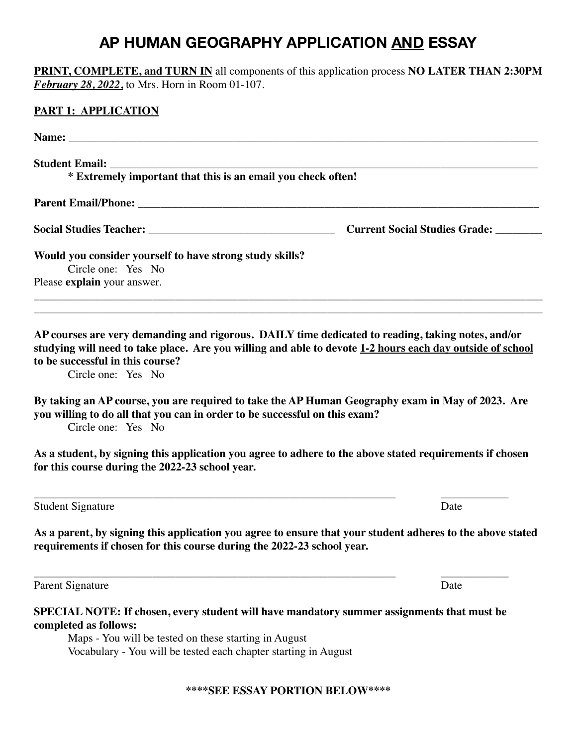# AP HUMAN GEOGRAPHY APPLICATION AND ESSAY

**PRINT, COMPLETE, and TURN IN** all components of this application process **NO LATER THAN 2:30PM** ***February 28, 2022***, to Mrs. Horn in Room 01-107.

## PART 1: APPLICATION

**Name:** ____________________________________________________________________________________

**Student Email:** ______________________________________________________________________________

**\* Extremely important that this is an email you check often!**

**Parent Email/Phone:** _________________________________________________________________________

**Social Studies Teacher:** __________________________________ **Current Social Studies Grade:** ________

**Would you consider yourself to have strong study skills?**

Circle one: Yes No

Please **explain** your answer.

_____________________________________________________________________________________________

_____________________________________________________________________________________________

**AP courses are very demanding and rigorous. DAILY time dedicated to reading, taking notes, and/or studying will need to take place. Are you willing and able to devote 1-2 hours each day outside of school to be successful in this course?**

Circle one: Yes No

**By taking an AP course, you are required to take the AP Human Geography exam in May of 2023. Are you willing to do all that you can in order to be successful on this exam?**

Circle one: Yes No

**As a student, by signing this application you agree to adhere to the above stated requirements if chosen for this course during the 2022-23 school year.**

_____________________________________________________________________ ____________

Student Signature Date

**As a parent, by signing this application you agree to ensure that your student adheres to the above stated requirements if chosen for this course during the 2022-23 school year.**

_____________________________________________________________________ ____________

Parent Signature Date

**SPECIAL NOTE: If chosen, every student will have mandatory summer assignments that must be completed as follows:**

Maps - You will be tested on these starting in August

Vocabulary - You will be tested each chapter starting in August

**\*\*\*\*SEE ESSAY PORTION BELOW\*\*\*\***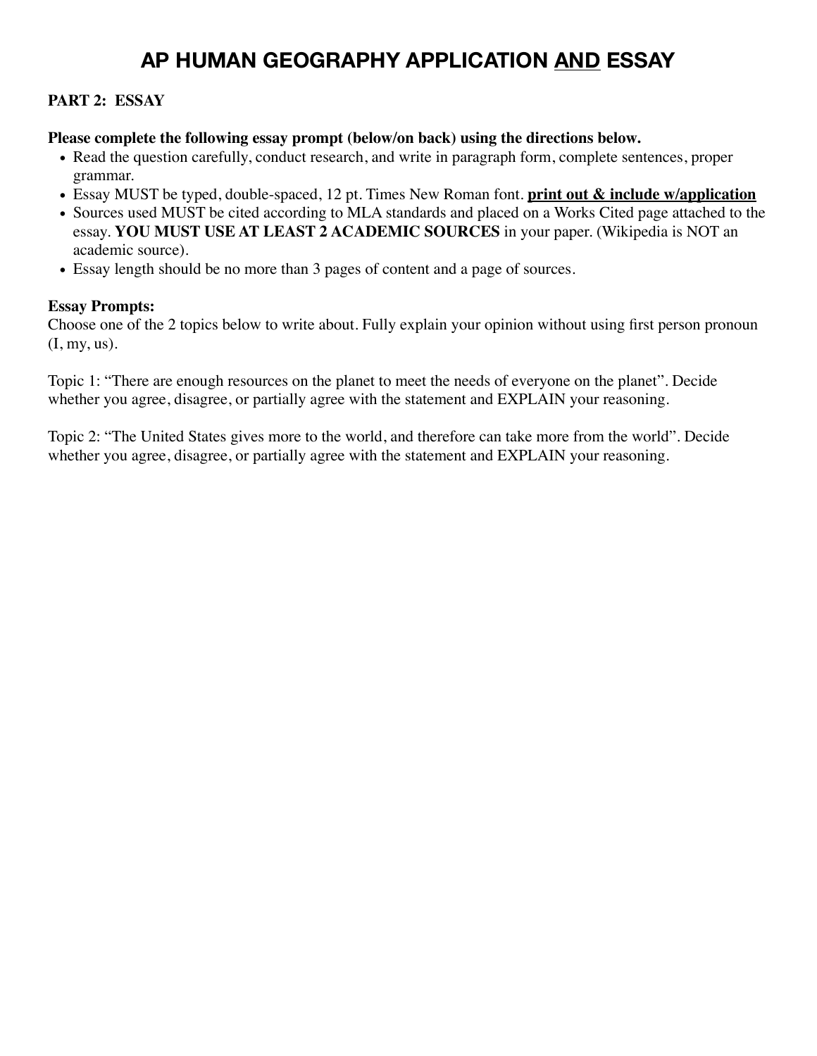# AP HUMAN GEOGRAPHY APPLICATION <u>AND</u> ESSAY

**PART 2: ESSAY**

**Please complete the following essay prompt (below/on back) using the directions below.**

- Read the question carefully, conduct research, and write in paragraph form, complete sentences, proper grammar.
- Essay MUST be typed, double-spaced, 12 pt. Times New Roman font. **<u>print out & include w/application</u>**
- Sources used MUST be cited according to MLA standards and placed on a Works Cited page attached to the essay. **YOU MUST USE AT LEAST 2 ACADEMIC SOURCES** in your paper. (Wikipedia is NOT an academic source).
- Essay length should be no more than 3 pages of content and a page of sources.

**Essay Prompts:**

Choose one of the 2 topics below to write about. Fully explain your opinion without using first person pronoun (I, my, us).

Topic 1: "There are enough resources on the planet to meet the needs of everyone on the planet". Decide whether you agree, disagree, or partially agree with the statement and EXPLAIN your reasoning.

Topic 2: "The United States gives more to the world, and therefore can take more from the world". Decide whether you agree, disagree, or partially agree with the statement and EXPLAIN your reasoning.